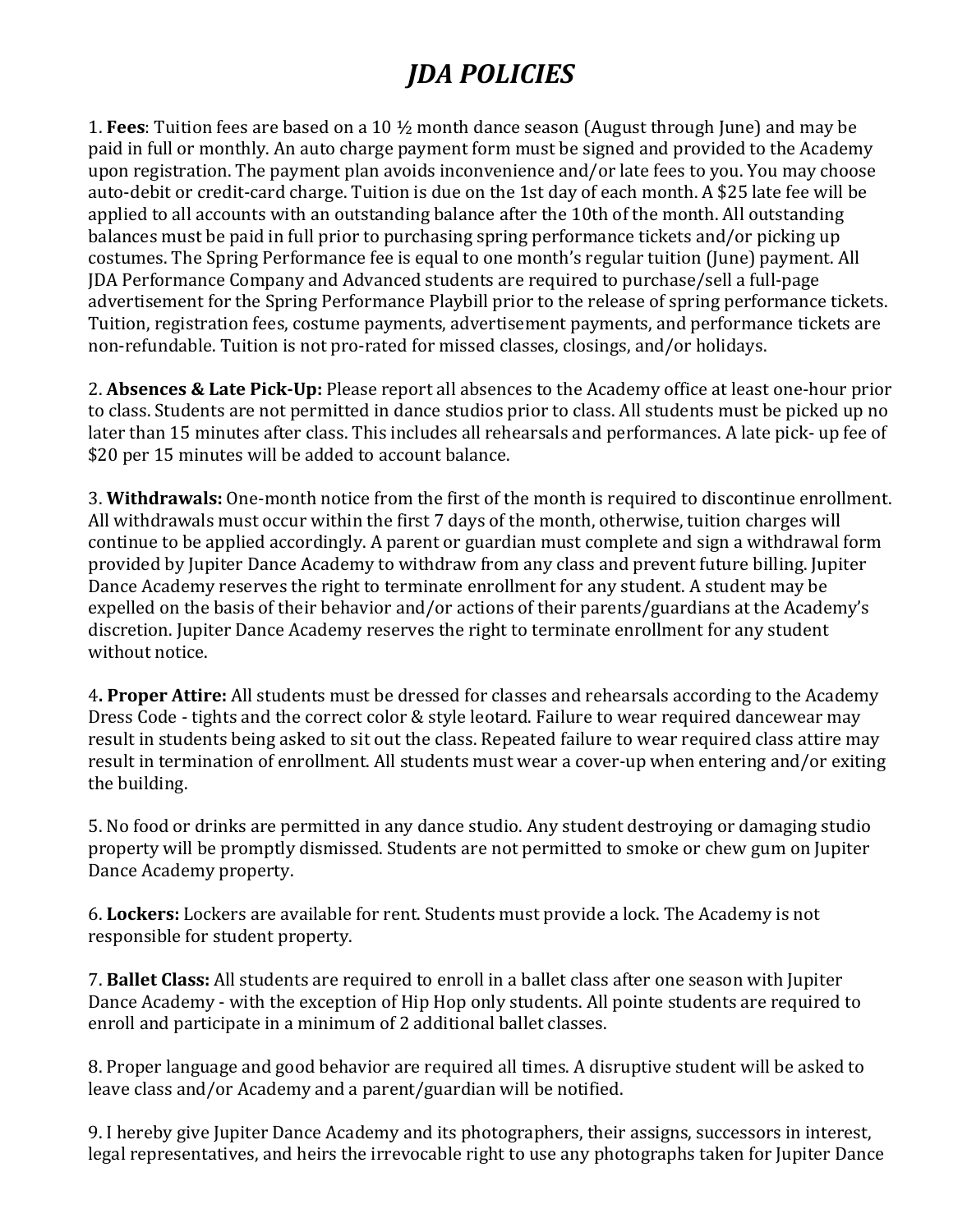# *JDA POLICIES*

1. **Fees**: Tuition fees are based on a 10 ½ month dance season (August through June) and may be paid in full or monthly. An auto charge payment form must be signed and provided to the Academy upon registration. The payment plan avoids inconvenience and/or late fees to you. You may choose auto-debit or credit-card charge. Tuition is due on the 1st day of each month. A $25 late fee will be applied to all accounts with an outstanding balance after the 10th of the month. All outstanding balances must be paid in full prior to purchasing spring performance tickets and/or picking up costumes. The Spring Performance fee is equal to one month's regular tuition (June) payment. All JDA Performance Company and Advanced students are required to purchase/sell a full-page advertisement for the Spring Performance Playbill prior to the release of spring performance tickets. Tuition, registration fees, costume payments, advertisement payments, and performance tickets are non-refundable. Tuition is not pro-rated for missed classes, closings, and/or holidays.

2. **Absences & Late Pick-Up:** Please report all absences to the Academy office at least one-hour prior to class. Students are not permitted in dance studios prior to class. All students must be picked up no later than 15 minutes after class. This includes all rehearsals and performances. A late pick- up fee of $20 per 15 minutes will be added to account balance.

3. **Withdrawals:** One-month notice from the first of the month is required to discontinue enrollment. All withdrawals must occur within the first 7 days of the month, otherwise, tuition charges will continue to be applied accordingly. A parent or guardian must complete and sign a withdrawal form provided by Jupiter Dance Academy to withdraw from any class and prevent future billing. Jupiter Dance Academy reserves the right to terminate enrollment for any student. A student may be expelled on the basis of their behavior and/or actions of their parents/guardians at the Academy's discretion. Jupiter Dance Academy reserves the right to terminate enrollment for any student without notice.

4**. Proper Attire:** All students must be dressed for classes and rehearsals according to the Academy Dress Code - tights and the correct color & style leotard. Failure to wear required dancewear may result in students being asked to sit out the class. Repeated failure to wear required class attire may result in termination of enrollment. All students must wear a cover-up when entering and/or exiting the building.

5. No food or drinks are permitted in any dance studio. Any student destroying or damaging studio property will be promptly dismissed. Students are not permitted to smoke or chew gum on Jupiter Dance Academy property.

6. **Lockers:** Lockers are available for rent. Students must provide a lock. The Academy is not responsible for student property.

7. **Ballet Class:** All students are required to enroll in a ballet class after one season with Jupiter Dance Academy - with the exception of Hip Hop only students. All pointe students are required to enroll and participate in a minimum of 2 additional ballet classes.

8. Proper language and good behavior are required all times. A disruptive student will be asked to leave class and/or Academy and a parent/guardian will be notified.

9. I hereby give Jupiter Dance Academy and its photographers, their assigns, successors in interest, legal representatives, and heirs the irrevocable right to use any photographs taken for Jupiter Dance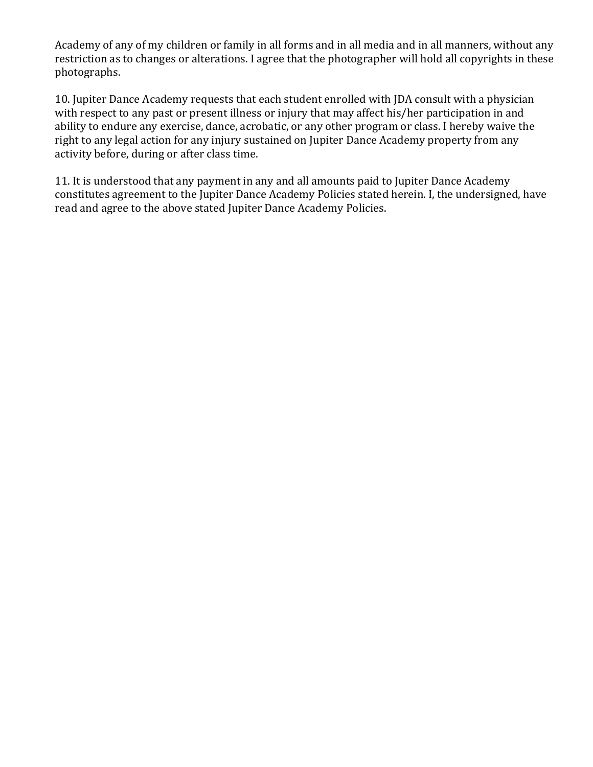Academy of any of my children or family in all forms and in all media and in all manners, without any restriction as to changes or alterations. I agree that the photographer will hold all copyrights in these photographs.

10. Jupiter Dance Academy requests that each student enrolled with JDA consult with a physician with respect to any past or present illness or injury that may affect his/her participation in and ability to endure any exercise, dance, acrobatic, or any other program or class. I hereby waive the right to any legal action for any injury sustained on Jupiter Dance Academy property from any activity before, during or after class time.

11. It is understood that any payment in any and all amounts paid to Jupiter Dance Academy constitutes agreement to the Jupiter Dance Academy Policies stated herein. I, the undersigned, have read and agree to the above stated Jupiter Dance Academy Policies.